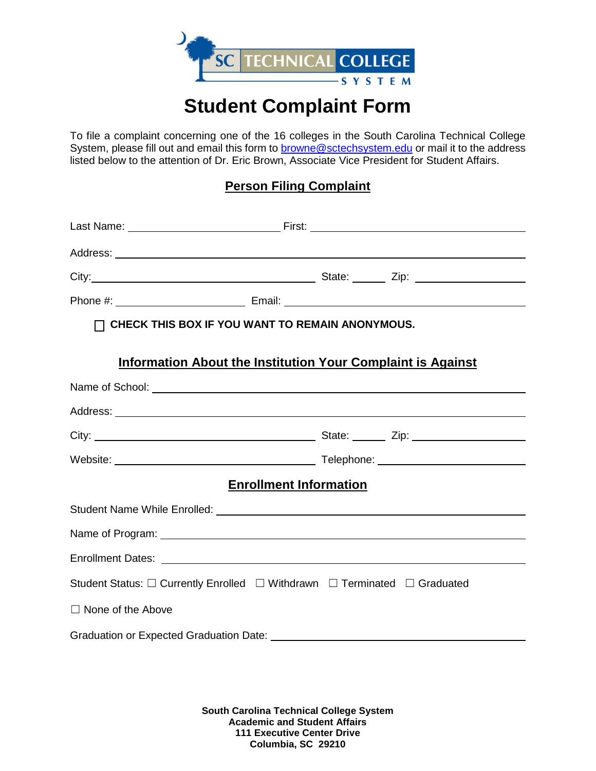SC TECHNICAL COLLEGE SYSTEM

# Student Complaint Form

To file a complaint concerning one of the 16 colleges in the South Carolina Technical College System, please fill out and email this form to browne@sctechsystem.edu or mail it to the address listed below to the attention of Dr. Eric Brown, Associate Vice President for Student Affairs.

## Person Filing Complaint

Last Name: ______________________ First: ______________________

Address: ______________________

City: ______________________ State: ______ Zip: ______________

Phone #: ______________________ Email: ______________________

☐ **CHECK THIS BOX IF YOU WANT TO REMAIN ANONYMOUS.**

## Information About the Institution Your Complaint is Against

Name of School: ______________________

Address: ______________________

City: ______________________ State: ______ Zip: ______________

Website: ______________________ Telephone: ______________________

## Enrollment Information

Student Name While Enrolled: ______________________

Name of Program: ______________________

Enrollment Dates: ______________________

Student Status: ☐ Currently Enrolled ☐ Withdrawn ☐ Terminated ☐ Graduated

☐ None of the Above

Graduation or Expected Graduation Date: ______________________

**South Carolina Technical College System**
**Academic and Student Affairs**
**111 Executive Center Drive**
**Columbia, SC 29210**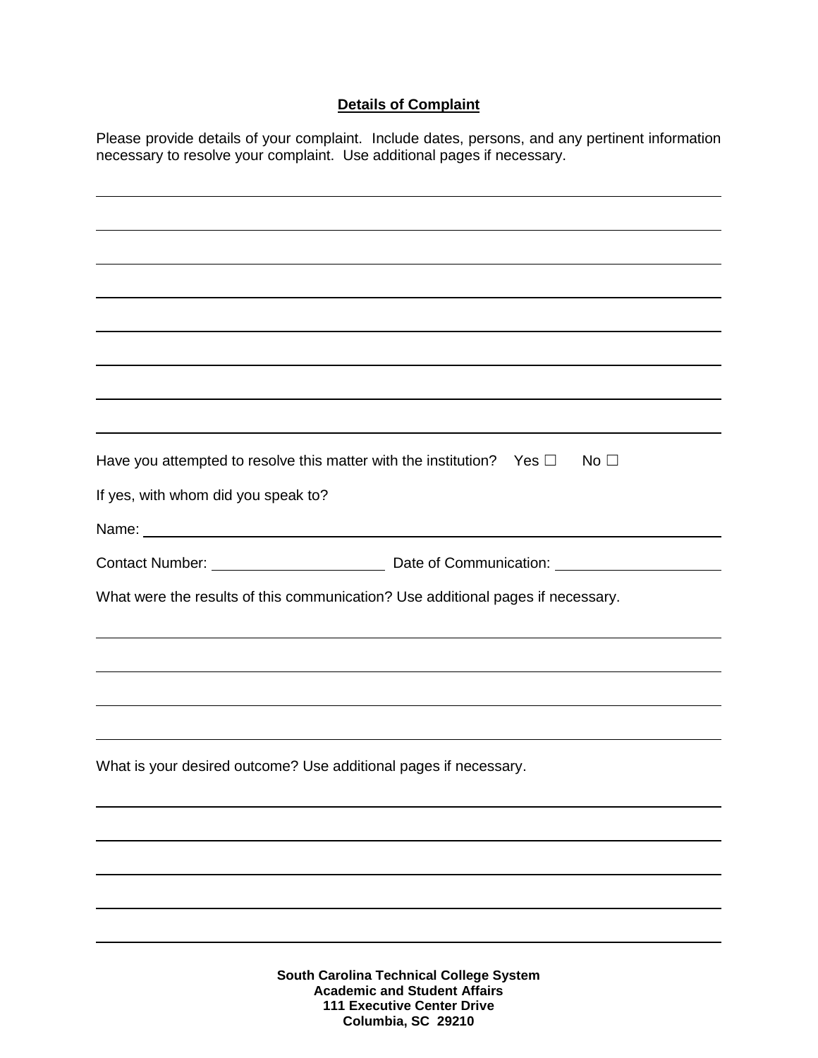**Details of Complaint**

Please provide details of your complaint. Include dates, persons, and any pertinent information necessary to resolve your complaint. Use additional pages if necessary.

\_\_\_\_\_\_\_\_\_\_\_\_\_\_\_\_\_\_\_\_\_\_\_\_\_\_\_\_\_\_\_\_\_\_\_\_\_\_\_\_\_\_\_\_\_\_\_\_\_\_\_\_\_\_\_\_\_\_\_\_\_\_\_\_\_\_\_\_\_\_\_\_

\_\_\_\_\_\_\_\_\_\_\_\_\_\_\_\_\_\_\_\_\_\_\_\_\_\_\_\_\_\_\_\_\_\_\_\_\_\_\_\_\_\_\_\_\_\_\_\_\_\_\_\_\_\_\_\_\_\_\_\_\_\_\_\_\_\_\_\_\_\_\_\_

\_\_\_\_\_\_\_\_\_\_\_\_\_\_\_\_\_\_\_\_\_\_\_\_\_\_\_\_\_\_\_\_\_\_\_\_\_\_\_\_\_\_\_\_\_\_\_\_\_\_\_\_\_\_\_\_\_\_\_\_\_\_\_\_\_\_\_\_\_\_\_\_

\_\_\_\_\_\_\_\_\_\_\_\_\_\_\_\_\_\_\_\_\_\_\_\_\_\_\_\_\_\_\_\_\_\_\_\_\_\_\_\_\_\_\_\_\_\_\_\_\_\_\_\_\_\_\_\_\_\_\_\_\_\_\_\_\_\_\_\_\_\_\_\_

\_\_\_\_\_\_\_\_\_\_\_\_\_\_\_\_\_\_\_\_\_\_\_\_\_\_\_\_\_\_\_\_\_\_\_\_\_\_\_\_\_\_\_\_\_\_\_\_\_\_\_\_\_\_\_\_\_\_\_\_\_\_\_\_\_\_\_\_\_\_\_\_

\_\_\_\_\_\_\_\_\_\_\_\_\_\_\_\_\_\_\_\_\_\_\_\_\_\_\_\_\_\_\_\_\_\_\_\_\_\_\_\_\_\_\_\_\_\_\_\_\_\_\_\_\_\_\_\_\_\_\_\_\_\_\_\_\_\_\_\_\_\_\_\_

\_\_\_\_\_\_\_\_\_\_\_\_\_\_\_\_\_\_\_\_\_\_\_\_\_\_\_\_\_\_\_\_\_\_\_\_\_\_\_\_\_\_\_\_\_\_\_\_\_\_\_\_\_\_\_\_\_\_\_\_\_\_\_\_\_\_\_\_\_\_\_\_

\_\_\_\_\_\_\_\_\_\_\_\_\_\_\_\_\_\_\_\_\_\_\_\_\_\_\_\_\_\_\_\_\_\_\_\_\_\_\_\_\_\_\_\_\_\_\_\_\_\_\_\_\_\_\_\_\_\_\_\_\_\_\_\_\_\_\_\_\_\_\_\_

Have you attempted to resolve this matter with the institution? Yes ☐ No ☐

If yes, with whom did you speak to?

Name: \_\_\_\_\_\_\_\_\_\_\_\_\_\_\_\_\_\_\_\_\_\_\_\_\_\_\_\_\_\_\_\_\_\_\_\_\_\_\_\_\_\_\_\_\_\_\_\_\_\_\_\_\_\_\_\_\_\_\_\_\_\_\_\_

Contact Number: \_\_\_\_\_\_\_\_\_\_\_\_\_\_\_\_\_\_\_\_\_\_ Date of Communication: \_\_\_\_\_\_\_\_\_\_\_\_\_\_\_\_\_\_\_\_

What were the results of this communication? Use additional pages if necessary.

\_\_\_\_\_\_\_\_\_\_\_\_\_\_\_\_\_\_\_\_\_\_\_\_\_\_\_\_\_\_\_\_\_\_\_\_\_\_\_\_\_\_\_\_\_\_\_\_\_\_\_\_\_\_\_\_\_\_\_\_\_\_\_\_\_\_\_\_\_\_\_\_

\_\_\_\_\_\_\_\_\_\_\_\_\_\_\_\_\_\_\_\_\_\_\_\_\_\_\_\_\_\_\_\_\_\_\_\_\_\_\_\_\_\_\_\_\_\_\_\_\_\_\_\_\_\_\_\_\_\_\_\_\_\_\_\_\_\_\_\_\_\_\_\_

\_\_\_\_\_\_\_\_\_\_\_\_\_\_\_\_\_\_\_\_\_\_\_\_\_\_\_\_\_\_\_\_\_\_\_\_\_\_\_\_\_\_\_\_\_\_\_\_\_\_\_\_\_\_\_\_\_\_\_\_\_\_\_\_\_\_\_\_\_\_\_\_

\_\_\_\_\_\_\_\_\_\_\_\_\_\_\_\_\_\_\_\_\_\_\_\_\_\_\_\_\_\_\_\_\_\_\_\_\_\_\_\_\_\_\_\_\_\_\_\_\_\_\_\_\_\_\_\_\_\_\_\_\_\_\_\_\_\_\_\_\_\_\_\_

What is your desired outcome? Use additional pages if necessary.

\_\_\_\_\_\_\_\_\_\_\_\_\_\_\_\_\_\_\_\_\_\_\_\_\_\_\_\_\_\_\_\_\_\_\_\_\_\_\_\_\_\_\_\_\_\_\_\_\_\_\_\_\_\_\_\_\_\_\_\_\_\_\_\_\_\_\_\_\_\_\_\_

\_\_\_\_\_\_\_\_\_\_\_\_\_\_\_\_\_\_\_\_\_\_\_\_\_\_\_\_\_\_\_\_\_\_\_\_\_\_\_\_\_\_\_\_\_\_\_\_\_\_\_\_\_\_\_\_\_\_\_\_\_\_\_\_\_\_\_\_\_\_\_\_

\_\_\_\_\_\_\_\_\_\_\_\_\_\_\_\_\_\_\_\_\_\_\_\_\_\_\_\_\_\_\_\_\_\_\_\_\_\_\_\_\_\_\_\_\_\_\_\_\_\_\_\_\_\_\_\_\_\_\_\_\_\_\_\_\_\_\_\_\_\_\_\_

\_\_\_\_\_\_\_\_\_\_\_\_\_\_\_\_\_\_\_\_\_\_\_\_\_\_\_\_\_\_\_\_\_\_\_\_\_\_\_\_\_\_\_\_\_\_\_\_\_\_\_\_\_\_\_\_\_\_\_\_\_\_\_\_\_\_\_\_\_\_\_\_

\_\_\_\_\_\_\_\_\_\_\_\_\_\_\_\_\_\_\_\_\_\_\_\_\_\_\_\_\_\_\_\_\_\_\_\_\_\_\_\_\_\_\_\_\_\_\_\_\_\_\_\_\_\_\_\_\_\_\_\_\_\_\_\_\_\_\_\_\_\_\_\_

**South Carolina Technical College System**
**Academic and Student Affairs**
**111 Executive Center Drive**
**Columbia, SC 29210**